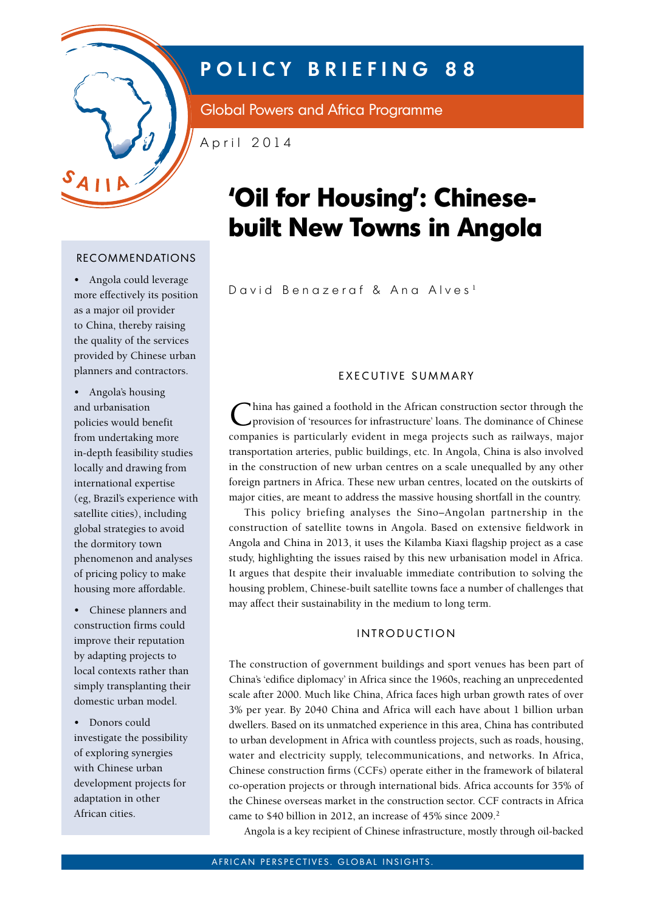# POLICY BRIEFING 88

Global Powers and Africa Programme

April 2014

# 'Oil for Housing': Chinese-built New Towns in Angola

David Benazeraf & Ana Alves[1]

## RECOMMENDATIONS

- Angola could leverage more effectively its position as a major oil provider to China, thereby raising the quality of the services provided by Chinese urban planners and contractors.
- Angola's housing and urbanisation policies would benefit from undertaking more in-depth feasibility studies locally and drawing from international expertise (eg, Brazil's experience with satellite cities), including global strategies to avoid the dormitory town phenomenon and analyses of pricing policy to make housing more affordable.
- Chinese planners and construction firms could improve their reputation by adapting projects to local contexts rather than simply transplanting their domestic urban model.
- Donors could investigate the possibility of exploring synergies with Chinese urban development projects for adaptation in other African cities.

## EXECUTIVE SUMMARY

China has gained a foothold in the African construction sector through the provision of 'resources for infrastructure' loans. The dominance of Chinese companies is particularly evident in mega projects such as railways, major transportation arteries, public buildings, etc. In Angola, China is also involved in the construction of new urban centres on a scale unequalled by any other foreign partners in Africa. These new urban centres, located on the outskirts of major cities, are meant to address the massive housing shortfall in the country.

This policy briefing analyses the Sino–Angolan partnership in the construction of satellite towns in Angola. Based on extensive fieldwork in Angola and China in 2013, it uses the Kilamba Kiaxi flagship project as a case study, highlighting the issues raised by this new urbanisation model in Africa. It argues that despite their invaluable immediate contribution to solving the housing problem, Chinese-built satellite towns face a number of challenges that may affect their sustainability in the medium to long term.

## INTRODUCTION

The construction of government buildings and sport venues has been part of China's 'edifice diplomacy' in Africa since the 1960s, reaching an unprecedented scale after 2000. Much like China, Africa faces high urban growth rates of over 3% per year. By 2040 China and Africa will each have about 1 billion urban dwellers. Based on its unmatched experience in this area, China has contributed to urban development in Africa with countless projects, such as roads, housing, water and electricity supply, telecommunications, and networks. In Africa, Chinese construction firms (CCFs) operate either in the framework of bilateral co-operation projects or through international bids. Africa accounts for 35% of the Chinese overseas market in the construction sector. CCF contracts in Africa came to $40 billion in 2012, an increase of 45% since 2009.[2]

Angola is a key recipient of Chinese infrastructure, mostly through oil-backed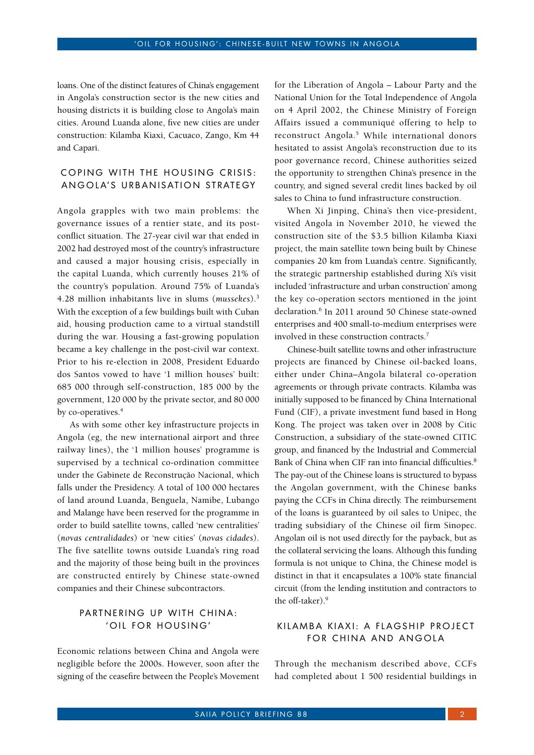loans. One of the distinct features of China's engagement in Angola's construction sector is the new cities and housing districts it is building close to Angola's main cities. Around Luanda alone, five new cities are under construction: Kilamba Kiaxi, Cacuaco, Zango, Km 44 and Capari.

## Coping with the housing crisis: Angola's urbanisation strategy

Angola grapples with two main problems: the governance issues of a rentier state, and its post-conflict situation. The 27-year civil war that ended in 2002 had destroyed most of the country's infrastructure and caused a major housing crisis, especially in the capital Luanda, which currently houses 21% of the country's population. Around 75% of Luanda's 4.28 million inhabitants live in slums (*mussekes*).[3] With the exception of a few buildings built with Cuban aid, housing production came to a virtual standstill during the war. Housing a fast-growing population became a key challenge in the post-civil war context. Prior to his re-election in 2008, President Eduardo dos Santos vowed to have '1 million houses' built: 685 000 through self-construction, 185 000 by the government, 120 000 by the private sector, and 80 000 by co-operatives.[4]

As with some other key infrastructure projects in Angola (eg, the new international airport and three railway lines), the '1 million houses' programme is supervised by a technical co-ordination committee under the Gabinete de Reconstrução Nacional, which falls under the Presidency. A total of 100 000 hectares of land around Luanda, Benguela, Namibe, Lubango and Malange have been reserved for the programme in order to build satellite towns, called 'new centralities' (*novas centralidades*) or 'new cities' (*novas cidades*). The five satellite towns outside Luanda's ring road and the majority of those being built in the provinces are constructed entirely by Chinese state-owned companies and their Chinese subcontractors.

## Partnering up with China: 'Oil for housing'

Economic relations between China and Angola were negligible before the 2000s. However, soon after the signing of the ceasefire between the People's Movement for the Liberation of Angola – Labour Party and the National Union for the Total Independence of Angola on 4 April 2002, the Chinese Ministry of Foreign Affairs issued a communiqué offering to help to reconstruct Angola.[5] While international donors hesitated to assist Angola's reconstruction due to its poor governance record, Chinese authorities seized the opportunity to strengthen China's presence in the country, and signed several credit lines backed by oil sales to China to fund infrastructure construction.

When Xi Jinping, China's then vice-president, visited Angola in November 2010, he viewed the construction site of the $3.5 billion Kilamba Kiaxi project, the main satellite town being built by Chinese companies 20 km from Luanda's centre. Significantly, the strategic partnership established during Xi's visit included 'infrastructure and urban construction' among the key co-operation sectors mentioned in the joint declaration.[6] In 2011 around 50 Chinese state-owned enterprises and 400 small-to-medium enterprises were involved in these construction contracts.[7]

Chinese-built satellite towns and other infrastructure projects are financed by Chinese oil-backed loans, either under China–Angola bilateral co-operation agreements or through private contracts. Kilamba was initially supposed to be financed by China International Fund (CIF), a private investment fund based in Hong Kong. The project was taken over in 2008 by Citic Construction, a subsidiary of the state-owned CITIC group, and financed by the Industrial and Commercial Bank of China when CIF ran into financial difficulties.[8] The pay-out of the Chinese loans is structured to bypass the Angolan government, with the Chinese banks paying the CCFs in China directly. The reimbursement of the loans is guaranteed by oil sales to Unipec, the trading subsidiary of the Chinese oil firm Sinopec. Angolan oil is not used directly for the payback, but as the collateral servicing the loans. Although this funding formula is not unique to China, the Chinese model is distinct in that it encapsulates a 100% state financial circuit (from the lending institution and contractors to the off-taker).[9]

## Kilamba Kiaxi: A flagship project for China and Angola

Through the mechanism described above, CCFs had completed about 1 500 residential buildings in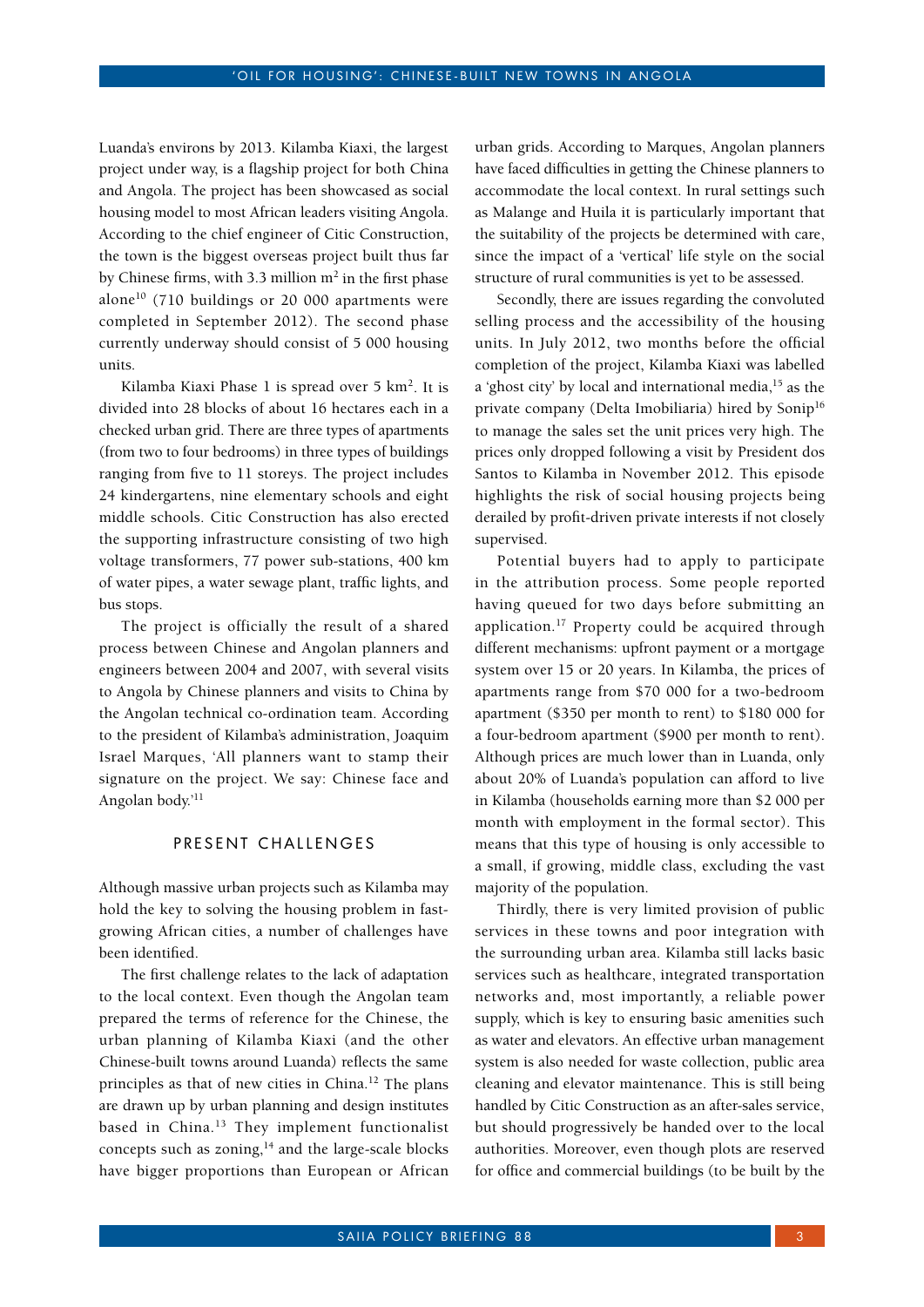Luanda's environs by 2013. Kilamba Kiaxi, the largest project under way, is a flagship project for both China and Angola. The project has been showcased as social housing model to most African leaders visiting Angola. According to the chief engineer of Citic Construction, the town is the biggest overseas project built thus far by Chinese firms, with 3.3 million $m^2$ in the first phase alone[10] (710 buildings or 20 000 apartments were completed in September 2012). The second phase currently underway should consist of 5 000 housing units.

Kilamba Kiaxi Phase 1 is spread over 5 $km^2$. It is divided into 28 blocks of about 16 hectares each in a checked urban grid. There are three types of apartments (from two to four bedrooms) in three types of buildings ranging from five to 11 storeys. The project includes 24 kindergartens, nine elementary schools and eight middle schools. Citic Construction has also erected the supporting infrastructure consisting of two high voltage transformers, 77 power sub-stations, 400 km of water pipes, a water sewage plant, traffic lights, and bus stops.

The project is officially the result of a shared process between Chinese and Angolan planners and engineers between 2004 and 2007, with several visits to Angola by Chinese planners and visits to China by the Angolan technical co-ordination team. According to the president of Kilamba's administration, Joaquim Israel Marques, 'All planners want to stamp their signature on the project. We say: Chinese face and Angolan body.'[11]

## PRESENT CHALLENGES

Although massive urban projects such as Kilamba may hold the key to solving the housing problem in fast-growing African cities, a number of challenges have been identified.

The first challenge relates to the lack of adaptation to the local context. Even though the Angolan team prepared the terms of reference for the Chinese, the urban planning of Kilamba Kiaxi (and the other Chinese-built towns around Luanda) reflects the same principles as that of new cities in China.[12] The plans are drawn up by urban planning and design institutes based in China.[13] They implement functionalist concepts such as zoning,[14] and the large-scale blocks have bigger proportions than European or African urban grids. According to Marques, Angolan planners have faced difficulties in getting the Chinese planners to accommodate the local context. In rural settings such as Malange and Huila it is particularly important that the suitability of the projects be determined with care, since the impact of a 'vertical' life style on the social structure of rural communities is yet to be assessed.

Secondly, there are issues regarding the convoluted selling process and the accessibility of the housing units. In July 2012, two months before the official completion of the project, Kilamba Kiaxi was labelled a 'ghost city' by local and international media,[15] as the private company (Delta Imobiliaria) hired by Sonip[16] to manage the sales set the unit prices very high. The prices only dropped following a visit by President dos Santos to Kilamba in November 2012. This episode highlights the risk of social housing projects being derailed by profit-driven private interests if not closely supervised.

Potential buyers had to apply to participate in the attribution process. Some people reported having queued for two days before submitting an application.[17] Property could be acquired through different mechanisms: upfront payment or a mortgage system over 15 or 20 years. In Kilamba, the prices of apartments range from $70 000 for a two-bedroom apartment ($350 per month to rent) to $180 000 for a four-bedroom apartment ($900 per month to rent). Although prices are much lower than in Luanda, only about 20% of Luanda's population can afford to live in Kilamba (households earning more than $2 000 per month with employment in the formal sector). This means that this type of housing is only accessible to a small, if growing, middle class, excluding the vast majority of the population.

Thirdly, there is very limited provision of public services in these towns and poor integration with the surrounding urban area. Kilamba still lacks basic services such as healthcare, integrated transportation networks and, most importantly, a reliable power supply, which is key to ensuring basic amenities such as water and elevators. An effective urban management system is also needed for waste collection, public area cleaning and elevator maintenance. This is still being handled by Citic Construction as an after-sales service, but should progressively be handed over to the local authorities. Moreover, even though plots are reserved for office and commercial buildings (to be built by the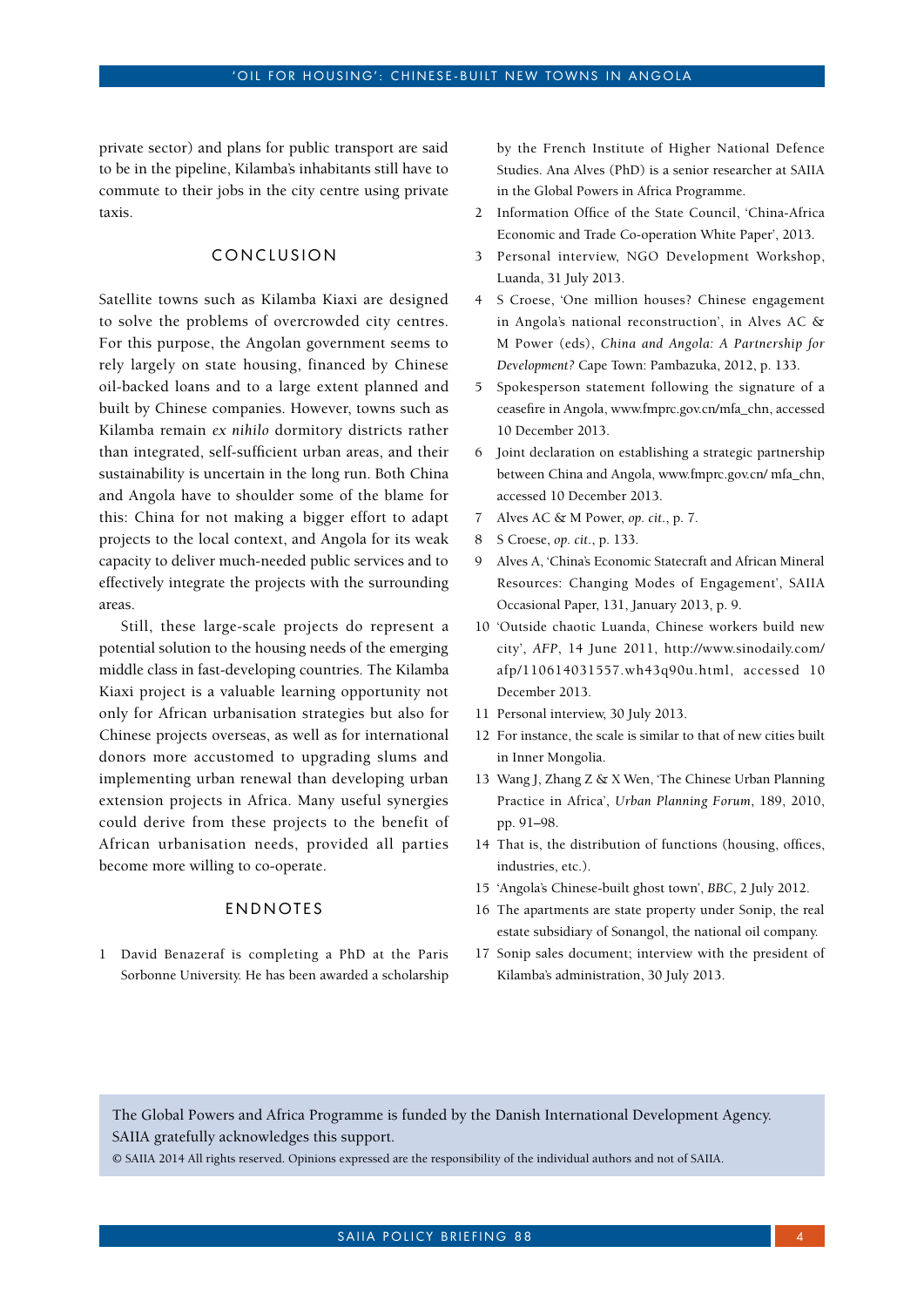private sector) and plans for public transport are said to be in the pipeline, Kilamba's inhabitants still have to commute to their jobs in the city centre using private taxis.

## CONCLUSION

Satellite towns such as Kilamba Kiaxi are designed to solve the problems of overcrowded city centres. For this purpose, the Angolan government seems to rely largely on state housing, financed by Chinese oil-backed loans and to a large extent planned and built by Chinese companies. However, towns such as Kilamba remain *ex nihilo* dormitory districts rather than integrated, self-sufficient urban areas, and their sustainability is uncertain in the long run. Both China and Angola have to shoulder some of the blame for this: China for not making a bigger effort to adapt projects to the local context, and Angola for its weak capacity to deliver much-needed public services and to effectively integrate the projects with the surrounding areas.

Still, these large-scale projects do represent a potential solution to the housing needs of the emerging middle class in fast-developing countries. The Kilamba Kiaxi project is a valuable learning opportunity not only for African urbanisation strategies but also for Chinese projects overseas, as well as for international donors more accustomed to upgrading slums and implementing urban renewal than developing urban extension projects in Africa. Many useful synergies could derive from these projects to the benefit of African urbanisation needs, provided all parties become more willing to co-operate.

## ENDNOTES

1. David Benazeraf is completing a PhD at the Paris Sorbonne University. He has been awarded a scholarship by the French Institute of Higher National Defence Studies. Ana Alves (PhD) is a senior researcher at SAIIA in the Global Powers in Africa Programme.
2. Information Office of the State Council, 'China-Africa Economic and Trade Co-operation White Paper', 2013.
3. Personal interview, NGO Development Workshop, Luanda, 31 July 2013.
4. S Croese, 'One million houses? Chinese engagement in Angola's national reconstruction', in Alves AC & M Power (eds), *China and Angola: A Partnership for Development?* Cape Town: Pambazuka, 2012, p. 133.
5. Spokesperson statement following the signature of a ceasefire in Angola, www.fmprc.gov.cn/mfa_chn, accessed 10 December 2013.
6. Joint declaration on establishing a strategic partnership between China and Angola, www.fmprc.gov.cn/ mfa_chn, accessed 10 December 2013.
7. Alves AC & M Power, *op. cit.*, p. 7.
8. S Croese, *op. cit.*, p. 133.
9. Alves A, 'China's Economic Statecraft and African Mineral Resources: Changing Modes of Engagement', SAIIA Occasional Paper, 131, January 2013, p. 9.
10. 'Outside chaotic Luanda, Chinese workers build new city', *AFP*, 14 June 2011, http://www.sinodaily.com/afp/110614031557.wh43q90u.html, accessed 10 December 2013.
11. Personal interview, 30 July 2013.
12. For instance, the scale is similar to that of new cities built in Inner Mongolia.
13. Wang J, Zhang Z & X Wen, 'The Chinese Urban Planning Practice in Africa', *Urban Planning Forum*, 189, 2010, pp. 91–98.
14. That is, the distribution of functions (housing, offices, industries, etc.).
15. 'Angola's Chinese-built ghost town', *BBC*, 2 July 2012.
16. The apartments are state property under Sonip, the real estate subsidiary of Sonangol, the national oil company.
17. Sonip sales document; interview with the president of Kilamba's administration, 30 July 2013.

The Global Powers and Africa Programme is funded by the Danish International Development Agency. SAIIA gratefully acknowledges this support.

© SAIIA 2014 All rights reserved. Opinions expressed are the responsibility of the individual authors and not of SAIIA.